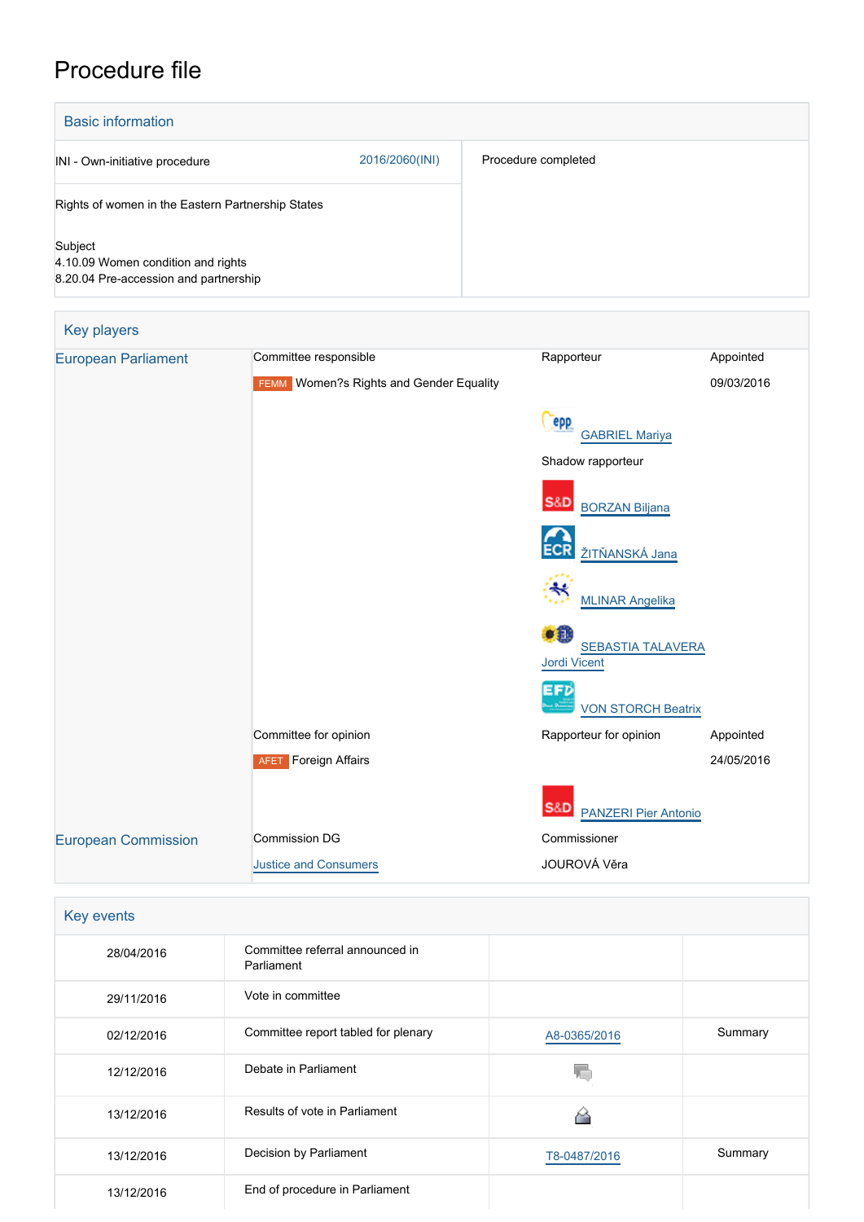# Procedure file

## Basic information

| | | |
|---|---|---|
| INI - Own-initiative procedure | 2016/2060(INI) | Procedure completed |
| Rights of women in the Eastern Partnership States | | |
| Subject<br>4.10.09 Women condition and rights<br>8.20.04 Pre-accession and partnership | | |

## Key players

| | | | |
|---|---|---|---|
| European Parliament | Committee responsible | Rapporteur | Appointed |
| | FEMM Women?s Rights and Gender Equality | | 09/03/2016 |
| | | GABRIEL Mariya | |
| | | Shadow rapporteur | |
| | | BORZAN Biljana | |
| | | ŽITŇANSKÁ Jana | |
| | | MLINAR Angelika | |
| | | SEBASTIA TALAVERA Jordi Vicent | |
| | | VON STORCH Beatrix | |
| | Committee for opinion | Rapporteur for opinion | Appointed |
| | AFET Foreign Affairs | | 24/05/2016 |
| | | PANZERI Pier Antonio | |
| European Commission | Commission DG | Commissioner | |
| | Justice and Consumers | JOUROVÁ Věra | |

## Key events

| | | | |
|---|---|---|---|
| 28/04/2016 | Committee referral announced in Parliament | | |
| 29/11/2016 | Vote in committee | | |
| 02/12/2016 | Committee report tabled for plenary | A8-0365/2016 | Summary |
| 12/12/2016 | Debate in Parliament | | |
| 13/12/2016 | Results of vote in Parliament | | |
| 13/12/2016 | Decision by Parliament | T8-0487/2016 | Summary |
| 13/12/2016 | End of procedure in Parliament | | |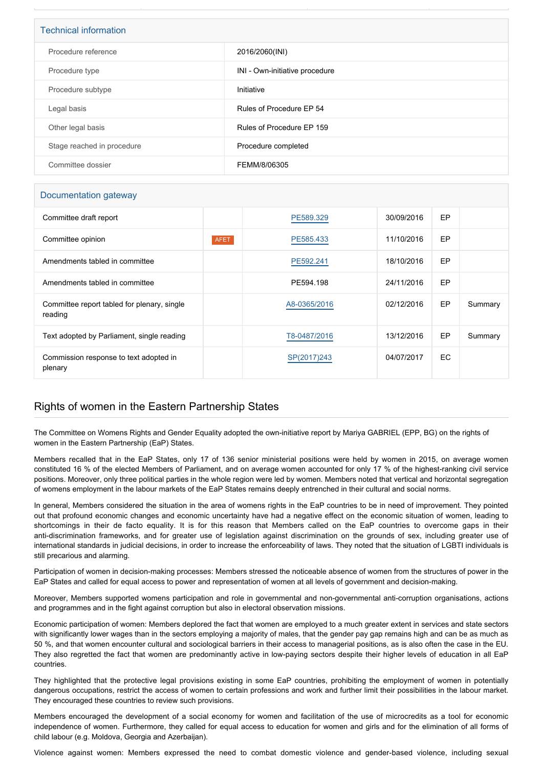## Technical information

| | |
|---|---|
| Procedure reference | 2016/2060(INI) |
| Procedure type | INI - Own-initiative procedure |
| Procedure subtype | Initiative |
| Legal basis | Rules of Procedure EP 54 |
| Other legal basis | Rules of Procedure EP 159 |
| Stage reached in procedure | Procedure completed |
| Committee dossier | FEMM/8/06305 |

## Documentation gateway

| | | | | | |
|---|---|---|---|---|---|
| Committee draft report | | PE589.329 | 30/09/2016 | EP | |
| Committee opinion | AFET | PE585.433 | 11/10/2016 | EP | |
| Amendments tabled in committee | | PE592.241 | 18/10/2016 | EP | |
| Amendments tabled in committee | | PE594.198 | 24/11/2016 | EP | |
| Committee report tabled for plenary, single reading | | A8-0365/2016 | 02/12/2016 | EP | Summary |
| Text adopted by Parliament, single reading | | T8-0487/2016 | 13/12/2016 | EP | Summary |
| Commission response to text adopted in plenary | | SP(2017)243 | 04/07/2017 | EC | |

## Rights of women in the Eastern Partnership States

The Committee on Womens Rights and Gender Equality adopted the own-initiative report by Mariya GABRIEL (EPP, BG) on the rights of women in the Eastern Partnership (EaP) States.

Members recalled that in the EaP States, only 17 of 136 senior ministerial positions were held by women in 2015, on average women constituted 16 % of the elected Members of Parliament, and on average women accounted for only 17 % of the highest-ranking civil service positions. Moreover, only three political parties in the whole region were led by women. Members noted that vertical and horizontal segregation of womens employment in the labour markets of the EaP States remains deeply entrenched in their cultural and social norms.

In general, Members considered the situation in the area of womens rights in the EaP countries to be in need of improvement. They pointed out that profound economic changes and economic uncertainty have had a negative effect on the economic situation of women, leading to shortcomings in their de facto equality. It is for this reason that Members called on the EaP countries to overcome gaps in their anti-discrimination frameworks, and for greater use of legislation against discrimination on the grounds of sex, including greater use of international standards in judicial decisions, in order to increase the enforceability of laws. They noted that the situation of LGBTI individuals is still precarious and alarming.

Participation of women in decision-making processes: Members stressed the noticeable absence of women from the structures of power in the EaP States and called for equal access to power and representation of women at all levels of government and decision-making.

Moreover, Members supported womens participation and role in governmental and non-governmental anti-corruption organisations, actions and programmes and in the fight against corruption but also in electoral observation missions.

Economic participation of women: Members deplored the fact that women are employed to a much greater extent in services and state sectors with significantly lower wages than in the sectors employing a majority of males, that the gender pay gap remains high and can be as much as 50 %, and that women encounter cultural and sociological barriers in their access to managerial positions, as is also often the case in the EU. They also regretted the fact that women are predominantly active in low-paying sectors despite their higher levels of education in all EaP countries.

They highlighted that the protective legal provisions existing in some EaP countries, prohibiting the employment of women in potentially dangerous occupations, restrict the access of women to certain professions and work and further limit their possibilities in the labour market. They encouraged these countries to review such provisions.

Members encouraged the development of a social economy for women and facilitation of the use of microcredits as a tool for economic independence of women. Furthermore, they called for equal access to education for women and girls and for the elimination of all forms of child labour (e.g. Moldova, Georgia and Azerbaijan).

Violence against women: Members expressed the need to combat domestic violence and gender-based violence, including sexual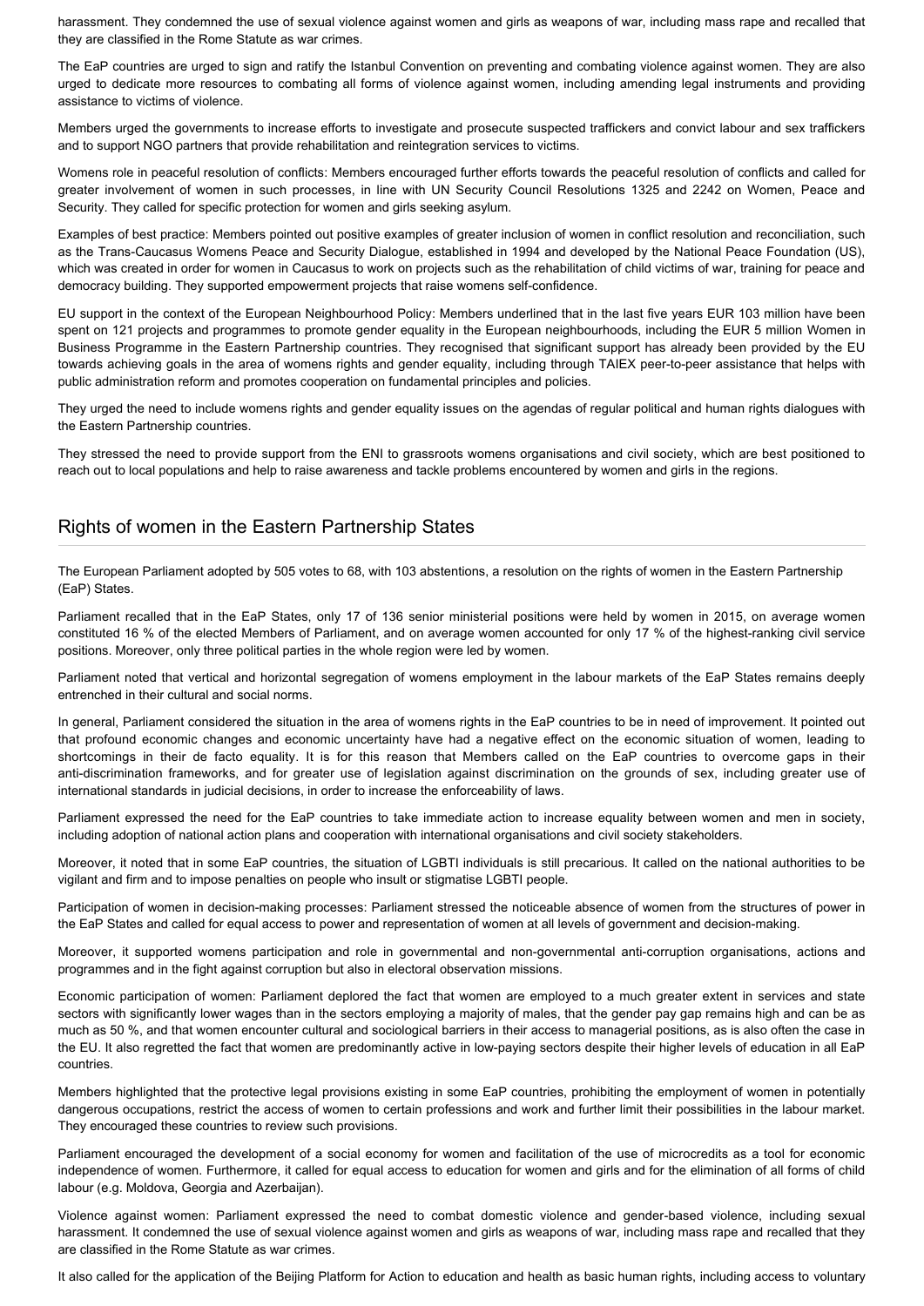harassment. They condemned the use of sexual violence against women and girls as weapons of war, including mass rape and recalled that they are classified in the Rome Statute as war crimes.

The EaP countries are urged to sign and ratify the Istanbul Convention on preventing and combating violence against women. They are also urged to dedicate more resources to combating all forms of violence against women, including amending legal instruments and providing assistance to victims of violence.

Members urged the governments to increase efforts to investigate and prosecute suspected traffickers and convict labour and sex traffickers and to support NGO partners that provide rehabilitation and reintegration services to victims.

Womens role in peaceful resolution of conflicts: Members encouraged further efforts towards the peaceful resolution of conflicts and called for greater involvement of women in such processes, in line with UN Security Council Resolutions 1325 and 2242 on Women, Peace and Security. They called for specific protection for women and girls seeking asylum.

Examples of best practice: Members pointed out positive examples of greater inclusion of women in conflict resolution and reconciliation, such as the Trans-Caucasus Womens Peace and Security Dialogue, established in 1994 and developed by the National Peace Foundation (US), which was created in order for women in Caucasus to work on projects such as the rehabilitation of child victims of war, training for peace and democracy building. They supported empowerment projects that raise womens self-confidence.

EU support in the context of the European Neighbourhood Policy: Members underlined that in the last five years EUR 103 million have been spent on 121 projects and programmes to promote gender equality in the European neighbourhoods, including the EUR 5 million Women in Business Programme in the Eastern Partnership countries. They recognised that significant support has already been provided by the EU towards achieving goals in the area of womens rights and gender equality, including through TAIEX peer-to-peer assistance that helps with public administration reform and promotes cooperation on fundamental principles and policies.

They urged the need to include womens rights and gender equality issues on the agendas of regular political and human rights dialogues with the Eastern Partnership countries.

They stressed the need to provide support from the ENI to grassroots womens organisations and civil society, which are best positioned to reach out to local populations and help to raise awareness and tackle problems encountered by women and girls in the regions.

## Rights of women in the Eastern Partnership States

The European Parliament adopted by 505 votes to 68, with 103 abstentions, a resolution on the rights of women in the Eastern Partnership (EaP) States.

Parliament recalled that in the EaP States, only 17 of 136 senior ministerial positions were held by women in 2015, on average women constituted 16 % of the elected Members of Parliament, and on average women accounted for only 17 % of the highest-ranking civil service positions. Moreover, only three political parties in the whole region were led by women.

Parliament noted that vertical and horizontal segregation of womens employment in the labour markets of the EaP States remains deeply entrenched in their cultural and social norms.

In general, Parliament considered the situation in the area of womens rights in the EaP countries to be in need of improvement. It pointed out that profound economic changes and economic uncertainty have had a negative effect on the economic situation of women, leading to shortcomings in their de facto equality. It is for this reason that Members called on the EaP countries to overcome gaps in their anti-discrimination frameworks, and for greater use of legislation against discrimination on the grounds of sex, including greater use of international standards in judicial decisions, in order to increase the enforceability of laws.

Parliament expressed the need for the EaP countries to take immediate action to increase equality between women and men in society, including adoption of national action plans and cooperation with international organisations and civil society stakeholders.

Moreover, it noted that in some EaP countries, the situation of LGBTI individuals is still precarious. It called on the national authorities to be vigilant and firm and to impose penalties on people who insult or stigmatise LGBTI people.

Participation of women in decision-making processes: Parliament stressed the noticeable absence of women from the structures of power in the EaP States and called for equal access to power and representation of women at all levels of government and decision-making.

Moreover, it supported womens participation and role in governmental and non-governmental anti-corruption organisations, actions and programmes and in the fight against corruption but also in electoral observation missions.

Economic participation of women: Parliament deplored the fact that women are employed to a much greater extent in services and state sectors with significantly lower wages than in the sectors employing a majority of males, that the gender pay gap remains high and can be as much as 50 %, and that women encounter cultural and sociological barriers in their access to managerial positions, as is also often the case in the EU. It also regretted the fact that women are predominantly active in low-paying sectors despite their higher levels of education in all EaP countries.

Members highlighted that the protective legal provisions existing in some EaP countries, prohibiting the employment of women in potentially dangerous occupations, restrict the access of women to certain professions and work and further limit their possibilities in the labour market. They encouraged these countries to review such provisions.

Parliament encouraged the development of a social economy for women and facilitation of the use of microcredits as a tool for economic independence of women. Furthermore, it called for equal access to education for women and girls and for the elimination of all forms of child labour (e.g. Moldova, Georgia and Azerbaijan).

Violence against women: Parliament expressed the need to combat domestic violence and gender-based violence, including sexual harassment. It condemned the use of sexual violence against women and girls as weapons of war, including mass rape and recalled that they are classified in the Rome Statute as war crimes.

It also called for the application of the Beijing Platform for Action to education and health as basic human rights, including access to voluntary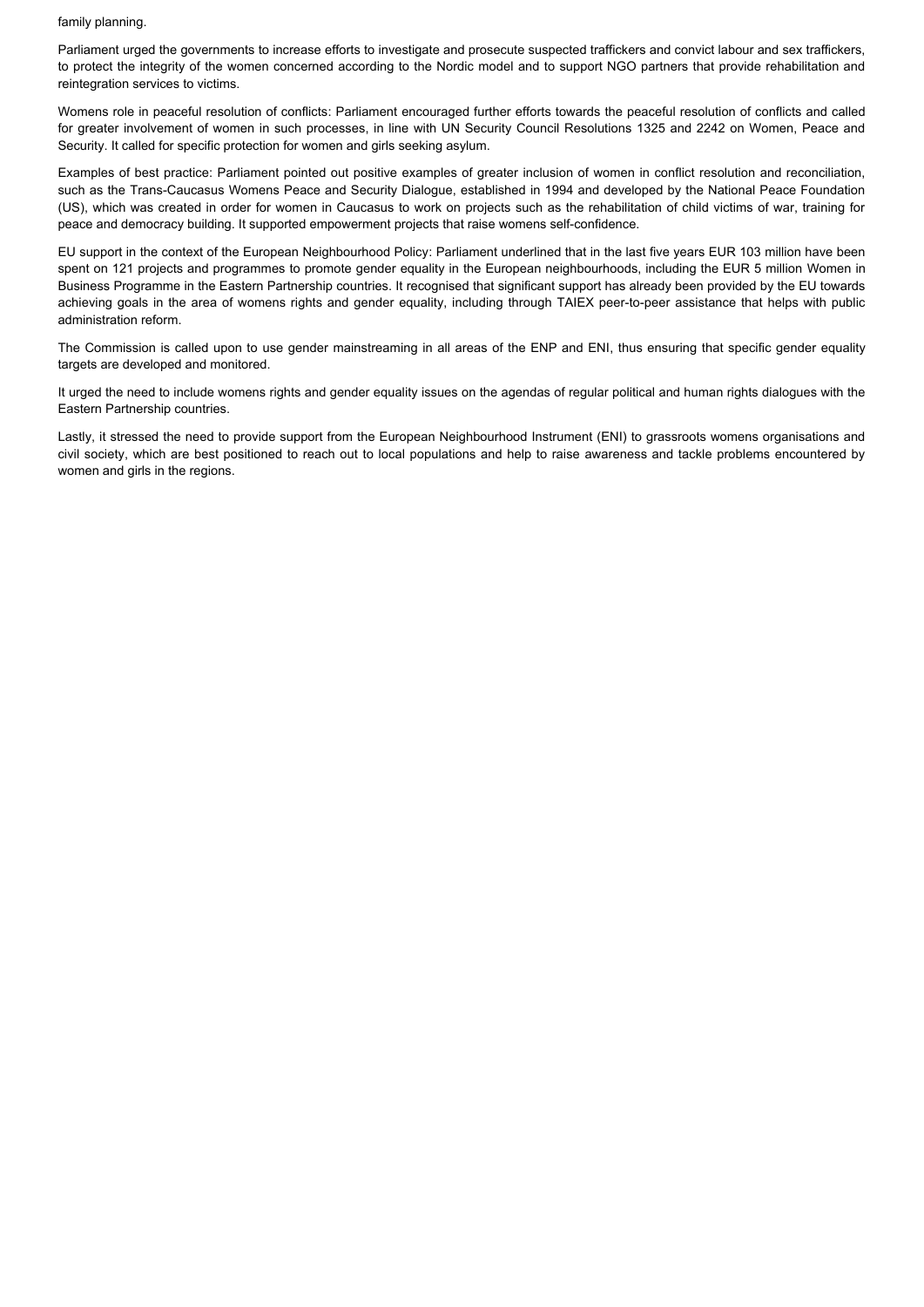family planning.

Parliament urged the governments to increase efforts to investigate and prosecute suspected traffickers and convict labour and sex traffickers, to protect the integrity of the women concerned according to the Nordic model and to support NGO partners that provide rehabilitation and reintegration services to victims.

Womens role in peaceful resolution of conflicts: Parliament encouraged further efforts towards the peaceful resolution of conflicts and called for greater involvement of women in such processes, in line with UN Security Council Resolutions 1325 and 2242 on Women, Peace and Security. It called for specific protection for women and girls seeking asylum.

Examples of best practice: Parliament pointed out positive examples of greater inclusion of women in conflict resolution and reconciliation, such as the Trans-Caucasus Womens Peace and Security Dialogue, established in 1994 and developed by the National Peace Foundation (US), which was created in order for women in Caucasus to work on projects such as the rehabilitation of child victims of war, training for peace and democracy building. It supported empowerment projects that raise womens self-confidence.

EU support in the context of the European Neighbourhood Policy: Parliament underlined that in the last five years EUR 103 million have been spent on 121 projects and programmes to promote gender equality in the European neighbourhoods, including the EUR 5 million Women in Business Programme in the Eastern Partnership countries. It recognised that significant support has already been provided by the EU towards achieving goals in the area of womens rights and gender equality, including through TAIEX peer-to-peer assistance that helps with public administration reform.

The Commission is called upon to use gender mainstreaming in all areas of the ENP and ENI, thus ensuring that specific gender equality targets are developed and monitored.

It urged the need to include womens rights and gender equality issues on the agendas of regular political and human rights dialogues with the Eastern Partnership countries.

Lastly, it stressed the need to provide support from the European Neighbourhood Instrument (ENI) to grassroots womens organisations and civil society, which are best positioned to reach out to local populations and help to raise awareness and tackle problems encountered by women and girls in the regions.